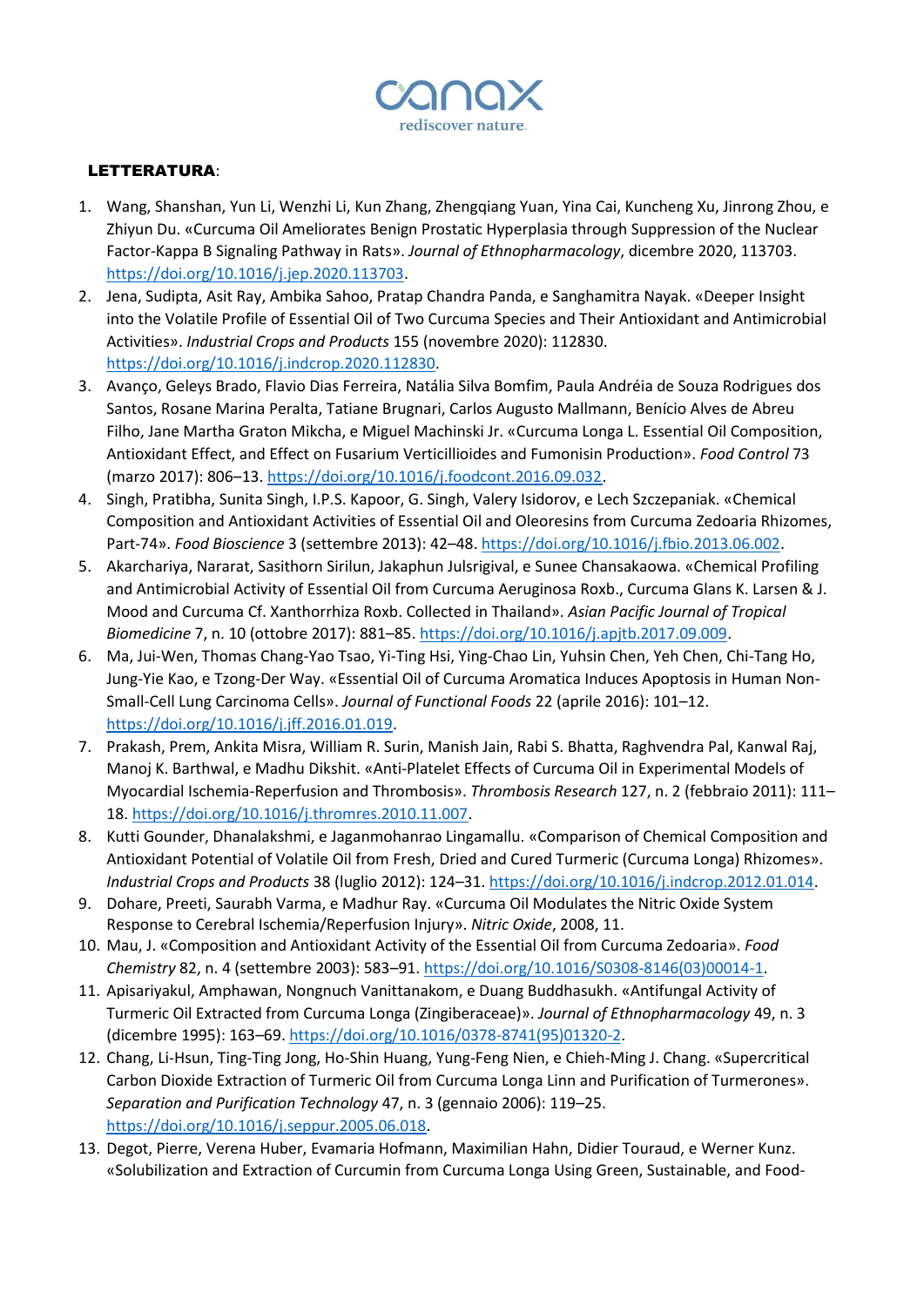canax
rediscover nature.

**LETTERATURA**:

1. Wang, Shanshan, Yun Li, Wenzhi Li, Kun Zhang, Zhengqiang Yuan, Yina Cai, Kuncheng Xu, Jinrong Zhou, e Zhiyun Du. «Curcuma Oil Ameliorates Benign Prostatic Hyperplasia through Suppression of the Nuclear Factor-Kappa B Signaling Pathway in Rats». *Journal of Ethnopharmacology*, dicembre 2020, 113703. https://doi.org/10.1016/j.jep.2020.113703.
2. Jena, Sudipta, Asit Ray, Ambika Sahoo, Pratap Chandra Panda, e Sanghamitra Nayak. «Deeper Insight into the Volatile Profile of Essential Oil of Two Curcuma Species and Their Antioxidant and Antimicrobial Activities». *Industrial Crops and Products* 155 (novembre 2020): 112830. https://doi.org/10.1016/j.indcrop.2020.112830.
3. Avanço, Geleys Brado, Flavio Dias Ferreira, Natália Silva Bomfim, Paula Andréia de Souza Rodrigues dos Santos, Rosane Marina Peralta, Tatiane Brugnari, Carlos Augusto Mallmann, Benício Alves de Abreu Filho, Jane Martha Graton Mikcha, e Miguel Machinski Jr. «Curcuma Longa L. Essential Oil Composition, Antioxidant Effect, and Effect on Fusarium Verticillioides and Fumonisin Production». *Food Control* 73 (marzo 2017): 806–13. https://doi.org/10.1016/j.foodcont.2016.09.032.
4. Singh, Pratibha, Sunita Singh, I.P.S. Kapoor, G. Singh, Valery Isidorov, e Lech Szczepaniak. «Chemical Composition and Antioxidant Activities of Essential Oil and Oleoresins from Curcuma Zedoaria Rhizomes, Part-74». *Food Bioscience* 3 (settembre 2013): 42–48. https://doi.org/10.1016/j.fbio.2013.06.002.
5. Akarchariya, Nararat, Sasithorn Sirilun, Jakaphun Julsrigival, e Sunee Chansakaowa. «Chemical Profiling and Antimicrobial Activity of Essential Oil from Curcuma Aeruginosa Roxb., Curcuma Glans K. Larsen & J. Mood and Curcuma Cf. Xanthorrhiza Roxb. Collected in Thailand». *Asian Pacific Journal of Tropical Biomedicine* 7, n. 10 (ottobre 2017): 881–85. https://doi.org/10.1016/j.apjtb.2017.09.009.
6. Ma, Jui-Wen, Thomas Chang-Yao Tsao, Yi-Ting Hsi, Ying-Chao Lin, Yuhsin Chen, Yeh Chen, Chi-Tang Ho, Jung-Yie Kao, e Tzong-Der Way. «Essential Oil of Curcuma Aromatica Induces Apoptosis in Human Non-Small-Cell Lung Carcinoma Cells». *Journal of Functional Foods* 22 (aprile 2016): 101–12. https://doi.org/10.1016/j.jff.2016.01.019.
7. Prakash, Prem, Ankita Misra, William R. Surin, Manish Jain, Rabi S. Bhatta, Raghvendra Pal, Kanwal Raj, Manoj K. Barthwal, e Madhu Dikshit. «Anti-Platelet Effects of Curcuma Oil in Experimental Models of Myocardial Ischemia-Reperfusion and Thrombosis». *Thrombosis Research* 127, n. 2 (febbraio 2011): 111–18. https://doi.org/10.1016/j.thromres.2010.11.007.
8. Kutti Gounder, Dhanalakshmi, e Jaganmohanrao Lingamallu. «Comparison of Chemical Composition and Antioxidant Potential of Volatile Oil from Fresh, Dried and Cured Turmeric (Curcuma Longa) Rhizomes». *Industrial Crops and Products* 38 (luglio 2012): 124–31. https://doi.org/10.1016/j.indcrop.2012.01.014.
9. Dohare, Preeti, Saurabh Varma, e Madhur Ray. «Curcuma Oil Modulates the Nitric Oxide System Response to Cerebral Ischemia/Reperfusion Injury». *Nitric Oxide*, 2008, 11.
10. Mau, J. «Composition and Antioxidant Activity of the Essential Oil from Curcuma Zedoaria». *Food Chemistry* 82, n. 4 (settembre 2003): 583–91. https://doi.org/10.1016/S0308-8146(03)00014-1.
11. Apisariyakul, Amphawan, Nongnuch Vanittanakom, e Duang Buddhasukh. «Antifungal Activity of Turmeric Oil Extracted from Curcuma Longa (Zingiberaceae)». *Journal of Ethnopharmacology* 49, n. 3 (dicembre 1995): 163–69. https://doi.org/10.1016/0378-8741(95)01320-2.
12. Chang, Li-Hsun, Ting-Ting Jong, Ho-Shin Huang, Yung-Feng Nien, e Chieh-Ming J. Chang. «Supercritical Carbon Dioxide Extraction of Turmeric Oil from Curcuma Longa Linn and Purification of Turmerones». *Separation and Purification Technology* 47, n. 3 (gennaio 2006): 119–25. https://doi.org/10.1016/j.seppur.2005.06.018.
13. Degot, Pierre, Verena Huber, Evamaria Hofmann, Maximilian Hahn, Didier Touraud, e Werner Kunz. «Solubilization and Extraction of Curcumin from Curcuma Longa Using Green, Sustainable, and Food-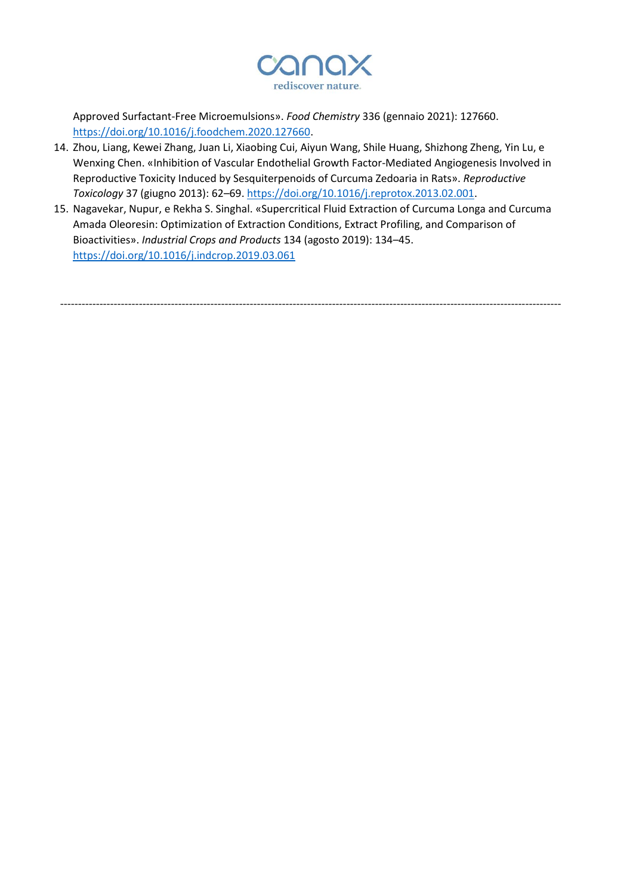Approved Surfactant-Free Microemulsions». *Food Chemistry* 336 (gennaio 2021): 127660. https://doi.org/10.1016/j.foodchem.2020.127660.

14. Zhou, Liang, Kewei Zhang, Juan Li, Xiaobing Cui, Aiyun Wang, Shile Huang, Shizhong Zheng, Yin Lu, e Wenxing Chen. «Inhibition of Vascular Endothelial Growth Factor-Mediated Angiogenesis Involved in Reproductive Toxicity Induced by Sesquiterpenoids of Curcuma Zedoaria in Rats». *Reproductive Toxicology* 37 (giugno 2013): 62–69. https://doi.org/10.1016/j.reprotox.2013.02.001.
15. Nagavekar, Nupur, e Rekha S. Singhal. «Supercritical Fluid Extraction of Curcuma Longa and Curcuma Amada Oleoresin: Optimization of Extraction Conditions, Extract Profiling, and Comparison of Bioactivities». *Industrial Crops and Products* 134 (agosto 2019): 134–45. https://doi.org/10.1016/j.indcrop.2019.03.061

---